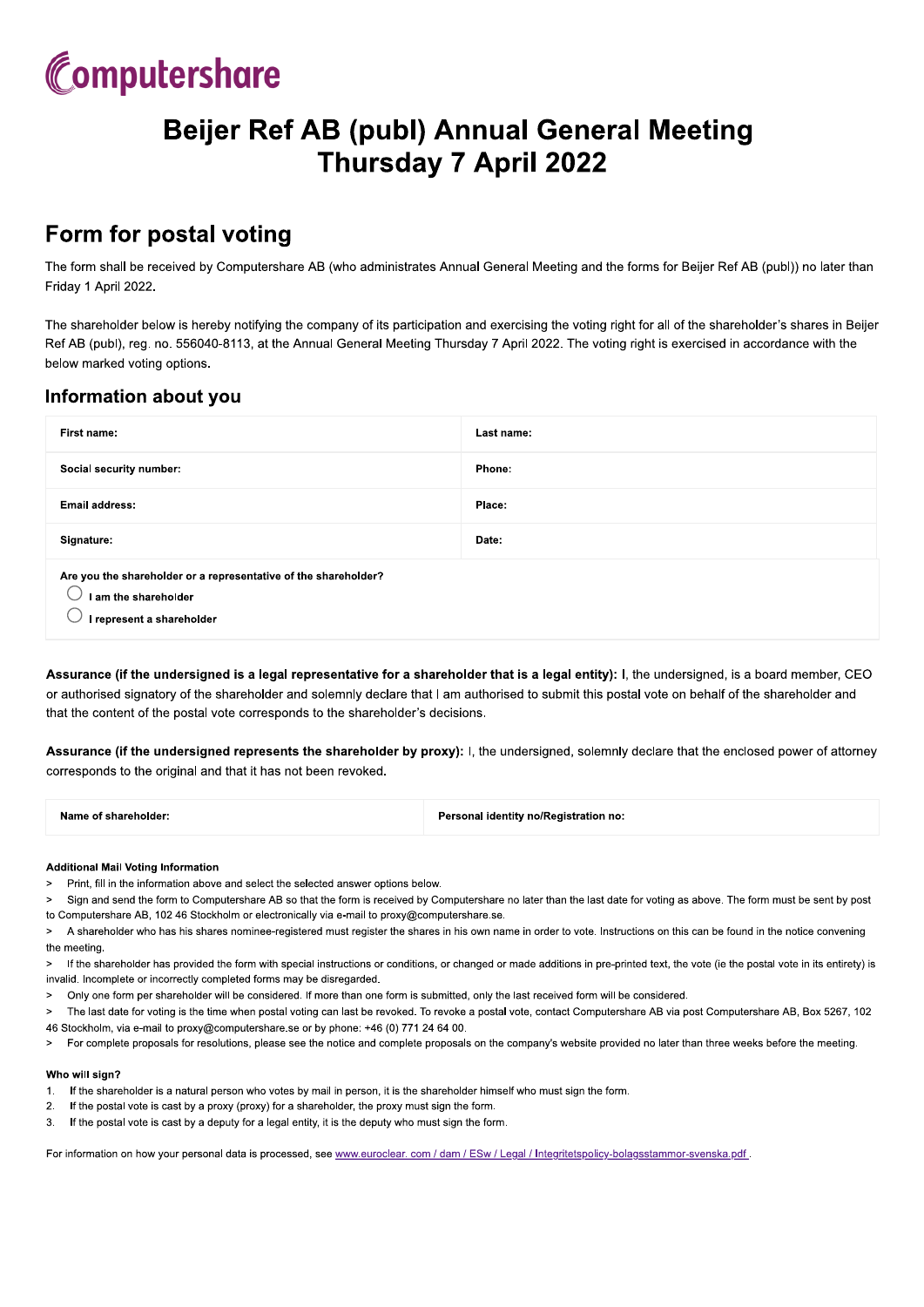Computershare

# Beijer Ref AB (publ) Annual General Meeting Thursday 7 April 2022

## Form for postal voting

The form shall be received by Computershare AB (who administrates Annual General Meeting and the forms for Beijer Ref AB (publ)) no later than Friday 1 April 2022.

The shareholder below is hereby notifying the company of its participation and exercising the voting right for all of the shareholder's shares in Beijer Ref AB (publ), reg. no. 556040-8113, at the Annual General Meeting Thursday 7 April 2022. The voting right is exercised in accordance with the below marked voting options.

### Information about you

| **First name:** | **Last name:** |
|---|---|
| **Social security number:** | **Phone:** |
| **Email address:** | **Place:** |
| **Signature:** | **Date:** |

**Are you the shareholder or a representative of the shareholder?**

- ○ **I am the shareholder**
- ○ **I represent a shareholder**

**Assurance (if the undersigned is a legal representative for a shareholder that is a legal entity):** I, the undersigned, is a board member, CEO or authorised signatory of the shareholder and solemnly declare that I am authorised to submit this postal vote on behalf of the shareholder and that the content of the postal vote corresponds to the shareholder's decisions.

**Assurance (if the undersigned represents the shareholder by proxy):** I, the undersigned, solemnly declare that the enclosed power of attorney corresponds to the original and that it has not been revoked.

| **Name of shareholder:** | **Personal identity no/Registration no:** |
|---|---|

**Additional Mail Voting Information**

> Print, fill in the information above and select the selected answer options below.

> Sign and send the form to Computershare AB so that the form is received by Computershare no later than the last date for voting as above. The form must be sent by post to Computershare AB, 102 46 Stockholm or electronically via e-mail to proxy@computershare.se.

> A shareholder who has his shares nominee-registered must register the shares in his own name in order to vote. Instructions on this can be found in the notice convening the meeting.

> If the shareholder has provided the form with special instructions or conditions, or changed or made additions in pre-printed text, the vote (ie the postal vote in its entirety) is invalid. Incomplete or incorrectly completed forms may be disregarded.

> Only one form per shareholder will be considered. If more than one form is submitted, only the last received form will be considered.

> The last date for voting is the time when postal voting can last be revoked. To revoke a postal vote, contact Computershare AB via post Computershare AB, Box 5267, 102 46 Stockholm, via e-mail to proxy@computershare.se or by phone: +46 (0) 771 24 64 00.

> For complete proposals for resolutions, please see the notice and complete proposals on the company's website provided no later than three weeks before the meeting.

**Who will sign?**

1. If the shareholder is a natural person who votes by mail in person, it is the shareholder himself who must sign the form.
2. If the postal vote is cast by a proxy (proxy) for a shareholder, the proxy must sign the form.
3. If the postal vote is cast by a deputy for a legal entity, it is the deputy who must sign the form.

For information on how your personal data is processed, see www.euroclear. com / dam / ESw / Legal / Integritetspolicy-bolagsstammor-svenska.pdf .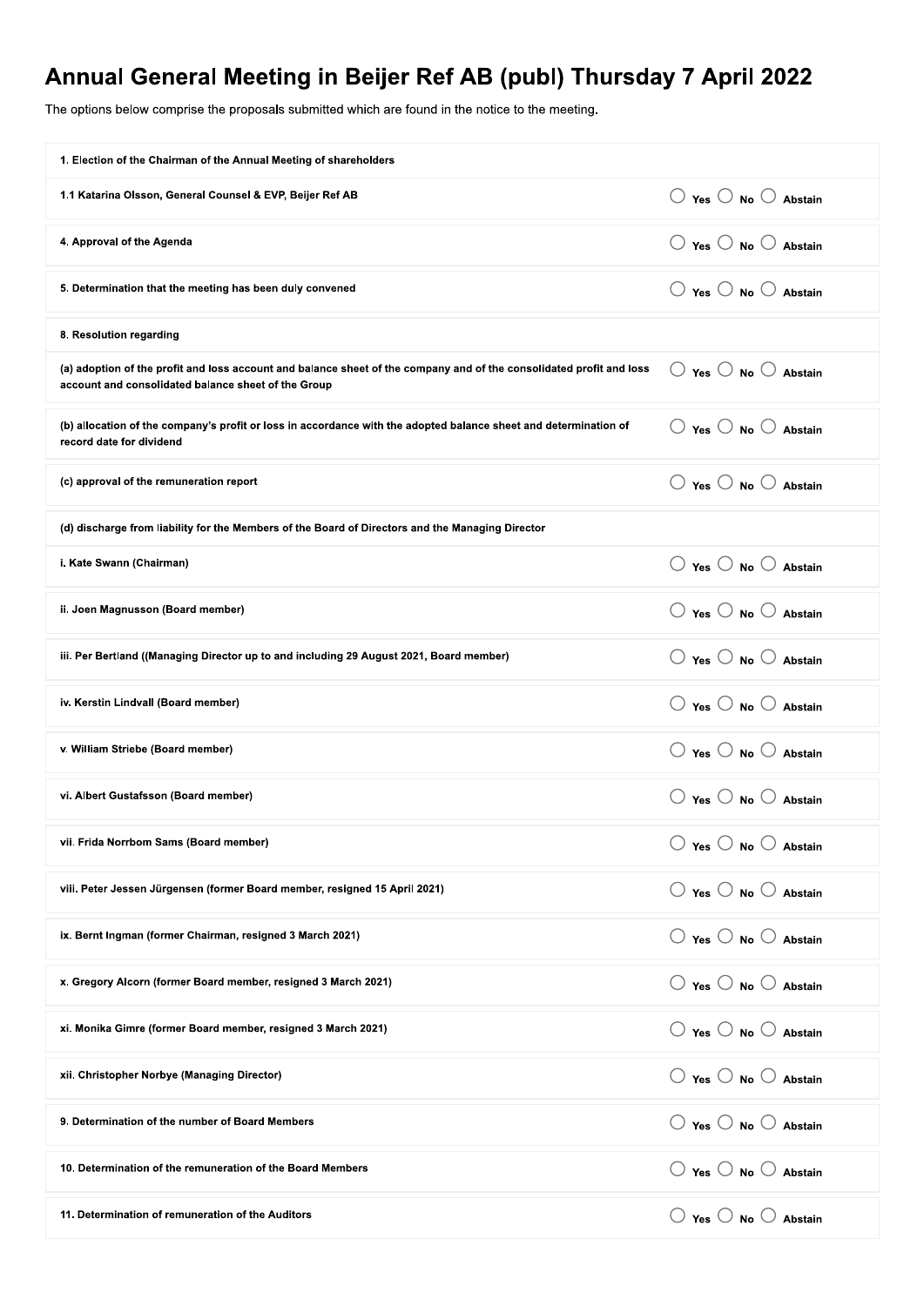# Annual General Meeting in Beijer Ref AB (publ) Thursday 7 April 2022

The options below comprise the proposals submitted which are found in the notice to the meeting.

| Item | Vote |
|---|---|
| **1. Election of the Chairman of the Annual Meeting of shareholders** | |
| **1.1 Katarina Olsson, General Counsel & EVP, Beijer Ref AB** | ○ Yes ○ No ○ Abstain |
| **4. Approval of the Agenda** | ○ Yes ○ No ○ Abstain |
| **5. Determination that the meeting has been duly convened** | ○ Yes ○ No ○ Abstain |
| **8. Resolution regarding** | |
| **(a) adoption of the profit and loss account and balance sheet of the company and of the consolidated profit and loss account and consolidated balance sheet of the Group** | ○ Yes ○ No ○ Abstain |
| **(b) allocation of the company's profit or loss in accordance with the adopted balance sheet and determination of record date for dividend** | ○ Yes ○ No ○ Abstain |
| **(c) approval of the remuneration report** | ○ Yes ○ No ○ Abstain |
| **(d) discharge from liability for the Members of the Board of Directors and the Managing Director** | |
| **i. Kate Swann (Chairman)** | ○ Yes ○ No ○ Abstain |
| **ii. Joen Magnusson (Board member)** | ○ Yes ○ No ○ Abstain |
| **iii. Per Bertland ((Managing Director up to and including 29 August 2021, Board member)** | ○ Yes ○ No ○ Abstain |
| **iv. Kerstin Lindvall (Board member)** | ○ Yes ○ No ○ Abstain |
| **v. William Striebe (Board member)** | ○ Yes ○ No ○ Abstain |
| **vi. Albert Gustafsson (Board member)** | ○ Yes ○ No ○ Abstain |
| **vii. Frida Norrbom Sams (Board member)** | ○ Yes ○ No ○ Abstain |
| **viii. Peter Jessen Jürgensen (former Board member, resigned 15 April 2021)** | ○ Yes ○ No ○ Abstain |
| **ix. Bernt Ingman (former Chairman, resigned 3 March 2021)** | ○ Yes ○ No ○ Abstain |
| **x. Gregory Alcorn (former Board member, resigned 3 March 2021)** | ○ Yes ○ No ○ Abstain |
| **xi. Monika Gimre (former Board member, resigned 3 March 2021)** | ○ Yes ○ No ○ Abstain |
| **xii. Christopher Norbye (Managing Director)** | ○ Yes ○ No ○ Abstain |
| **9. Determination of the number of Board Members** | ○ Yes ○ No ○ Abstain |
| **10. Determination of the remuneration of the Board Members** | ○ Yes ○ No ○ Abstain |
| **11. Determination of remuneration of the Auditors** | ○ Yes ○ No ○ Abstain |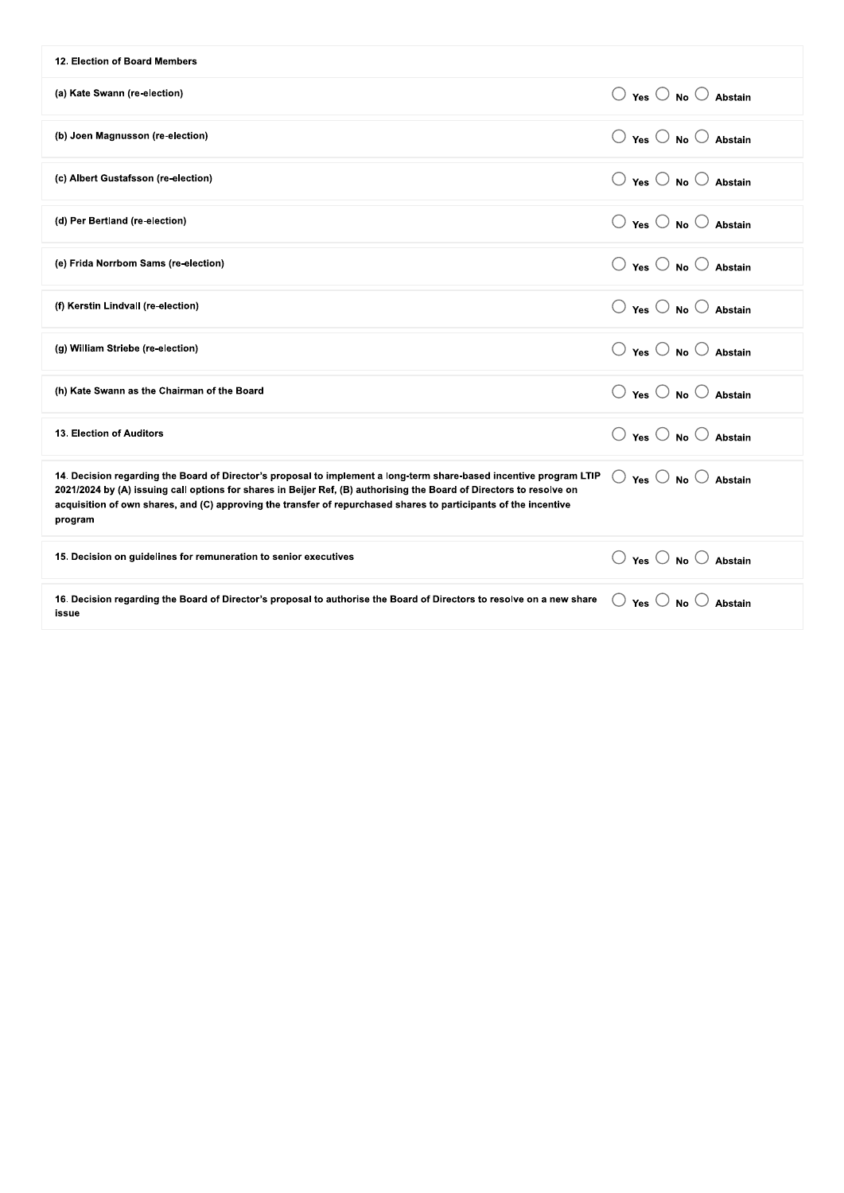| | |
|---|---|
| **12. Election of Board Members** | |
| **(a) Kate Swann (re-election)** | ○ Yes ○ No ○ Abstain |
| **(b) Joen Magnusson (re-election)** | ○ Yes ○ No ○ Abstain |
| **(c) Albert Gustafsson (re-election)** | ○ Yes ○ No ○ Abstain |
| **(d) Per Bertland (re-election)** | ○ Yes ○ No ○ Abstain |
| **(e) Frida Norrbom Sams (re-election)** | ○ Yes ○ No ○ Abstain |
| **(f) Kerstin Lindvall (re-election)** | ○ Yes ○ No ○ Abstain |
| **(g) William Striebe (re-election)** | ○ Yes ○ No ○ Abstain |
| **(h) Kate Swann as the Chairman of the Board** | ○ Yes ○ No ○ Abstain |
| **13. Election of Auditors** | ○ Yes ○ No ○ Abstain |
| **14. Decision regarding the Board of Director's proposal to implement a long-term share-based incentive program LTIP 2021/2024 by (A) issuing call options for shares in Beijer Ref, (B) authorising the Board of Directors to resolve on acquisition of own shares, and (C) approving the transfer of repurchased shares to participants of the incentive program** | ○ Yes ○ No ○ Abstain |
| **15. Decision on guidelines for remuneration to senior executives** | ○ Yes ○ No ○ Abstain |
| **16. Decision regarding the Board of Director's proposal to authorise the Board of Directors to resolve on a new share issue** | ○ Yes ○ No ○ Abstain |